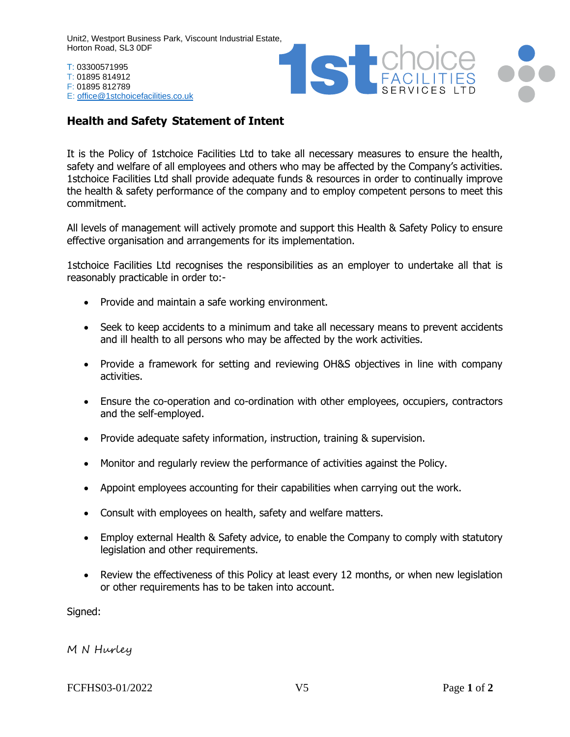Unit2, Westport Business Park, Viscount Industrial Estate,
Horton Road, SL3 0DF

T: 03300571995
T: 01895 814912
F: 01895 812789
E: office@1stchoicefacilities.co.uk

1st choice FACILITIES SERVICES LTD

## Health and Safety Statement of Intent

It is the Policy of 1stchoice Facilities Ltd to take all necessary measures to ensure the health, safety and welfare of all employees and others who may be affected by the Company's activities. 1stchoice Facilities Ltd shall provide adequate funds & resources in order to continually improve the health & safety performance of the company and to employ competent persons to meet this commitment.

All levels of management will actively promote and support this Health & Safety Policy to ensure effective organisation and arrangements for its implementation.

1stchoice Facilities Ltd recognises the responsibilities as an employer to undertake all that is reasonably practicable in order to:-

- Provide and maintain a safe working environment.
- Seek to keep accidents to a minimum and take all necessary means to prevent accidents and ill health to all persons who may be affected by the work activities.
- Provide a framework for setting and reviewing OH&S objectives in line with company activities.
- Ensure the co-operation and co-ordination with other employees, occupiers, contractors and the self-employed.
- Provide adequate safety information, instruction, training & supervision.
- Monitor and regularly review the performance of activities against the Policy.
- Appoint employees accounting for their capabilities when carrying out the work.
- Consult with employees on health, safety and welfare matters.
- Employ external Health & Safety advice, to enable the Company to comply with statutory legislation and other requirements.
- Review the effectiveness of this Policy at least every 12 months, or when new legislation or other requirements has to be taken into account.

Signed:

*M N Hurley*

FCFHS03-01/2022 V5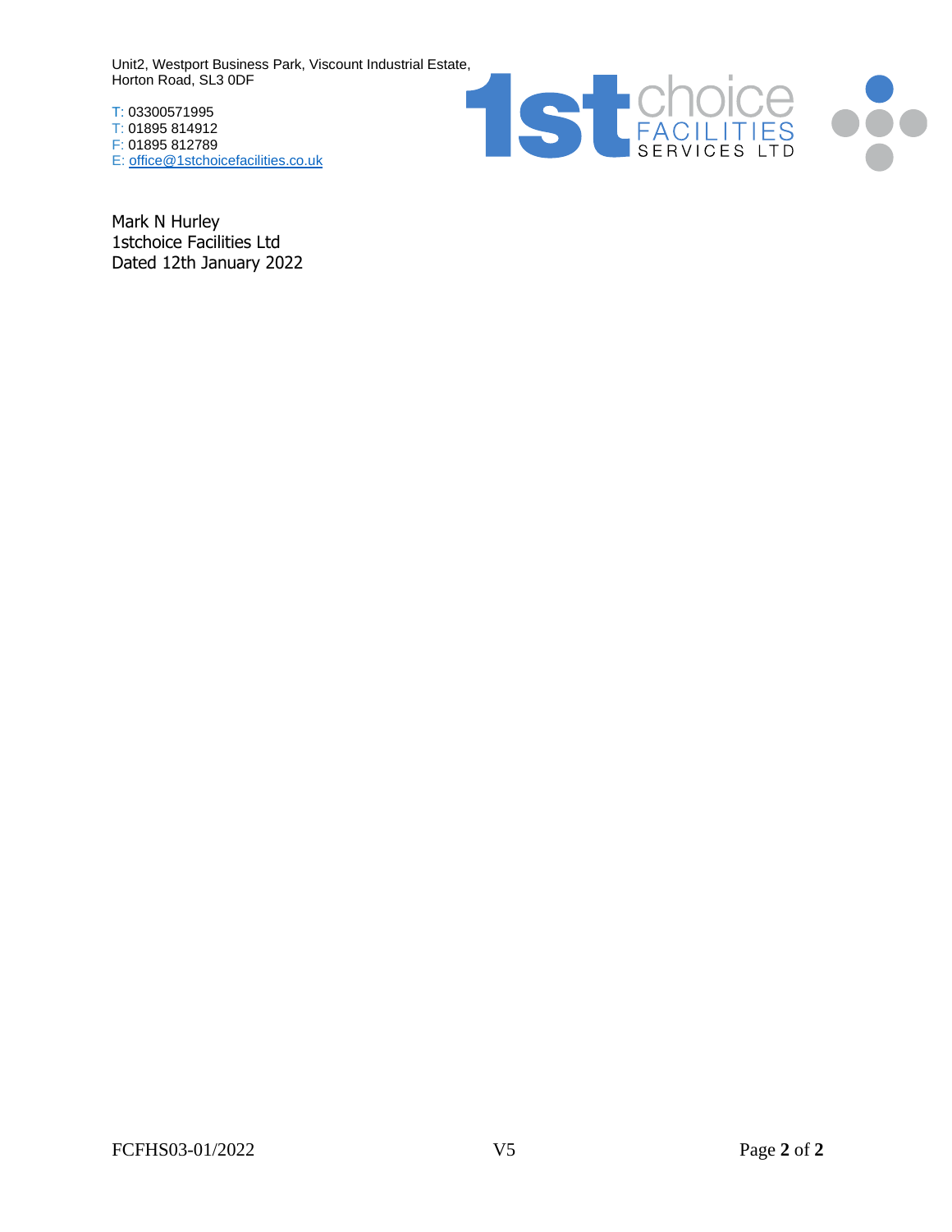Unit2, Westport Business Park, Viscount Industrial Estate,
Horton Road, SL3 0DF

T: 03300571995
T: 01895 814912
F: 01895 812789
E: office@1stchoicefacilities.co.uk

Mark N Hurley
1stchoice Facilities Ltd
Dated 12th January 2022

FCFHS03-01/2022 V5